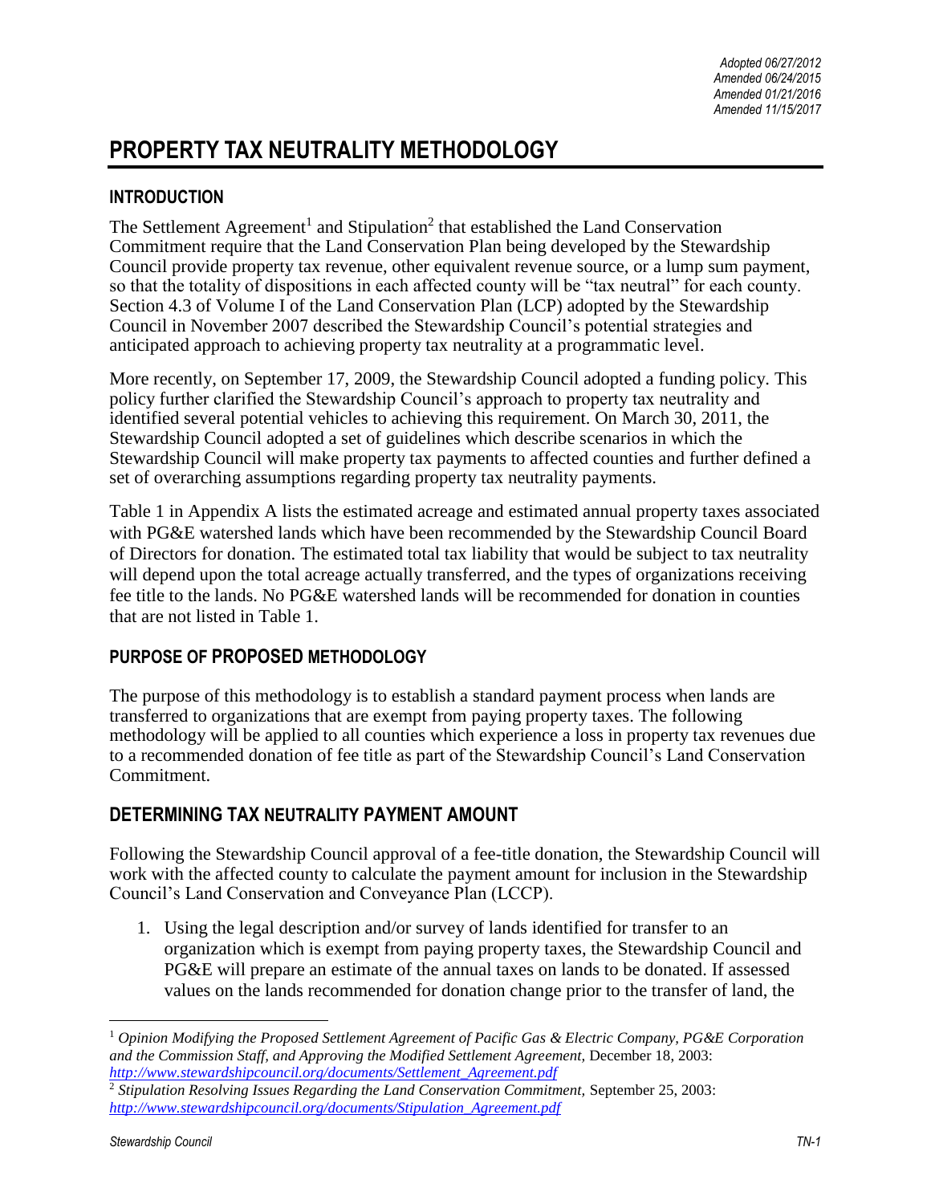*Adopted 06/27/2012*
*Amended 06/24/2015*
*Amended 01/21/2016*
*Amended 11/15/2017*

# PROPERTY TAX NEUTRALITY METHODOLOGY

## INTRODUCTION

The Settlement Agreement[1] and Stipulation[2] that established the Land Conservation Commitment require that the Land Conservation Plan being developed by the Stewardship Council provide property tax revenue, other equivalent revenue source, or a lump sum payment, so that the totality of dispositions in each affected county will be "tax neutral" for each county. Section 4.3 of Volume I of the Land Conservation Plan (LCP) adopted by the Stewardship Council in November 2007 described the Stewardship Council's potential strategies and anticipated approach to achieving property tax neutrality at a programmatic level.

More recently, on September 17, 2009, the Stewardship Council adopted a funding policy. This policy further clarified the Stewardship Council's approach to property tax neutrality and identified several potential vehicles to achieving this requirement. On March 30, 2011, the Stewardship Council adopted a set of guidelines which describe scenarios in which the Stewardship Council will make property tax payments to affected counties and further defined a set of overarching assumptions regarding property tax neutrality payments.

Table 1 in Appendix A lists the estimated acreage and estimated annual property taxes associated with PG&E watershed lands which have been recommended by the Stewardship Council Board of Directors for donation. The estimated total tax liability that would be subject to tax neutrality will depend upon the total acreage actually transferred, and the types of organizations receiving fee title to the lands. No PG&E watershed lands will be recommended for donation in counties that are not listed in Table 1.

## PURPOSE OF PROPOSED METHODOLOGY

The purpose of this methodology is to establish a standard payment process when lands are transferred to organizations that are exempt from paying property taxes. The following methodology will be applied to all counties which experience a loss in property tax revenues due to a recommended donation of fee title as part of the Stewardship Council's Land Conservation Commitment.

## DETERMINING TAX NEUTRALITY PAYMENT AMOUNT

Following the Stewardship Council approval of a fee-title donation, the Stewardship Council will work with the affected county to calculate the payment amount for inclusion in the Stewardship Council's Land Conservation and Conveyance Plan (LCCP).

1. Using the legal description and/or survey of lands identified for transfer to an organization which is exempt from paying property taxes, the Stewardship Council and PG&E will prepare an estimate of the annual taxes on lands to be donated. If assessed values on the lands recommended for donation change prior to the transfer of land, the

---

[1] *Opinion Modifying the Proposed Settlement Agreement of Pacific Gas & Electric Company, PG&E Corporation and the Commission Staff, and Approving the Modified Settlement Agreement,* December 18, 2003: *http://www.stewardshipcouncil.org/documents/Settlement_Agreement.pdf*

[2] *Stipulation Resolving Issues Regarding the Land Conservation Commitment,* September 25, 2003: *http://www.stewardshipcouncil.org/documents/Stipulation_Agreement.pdf*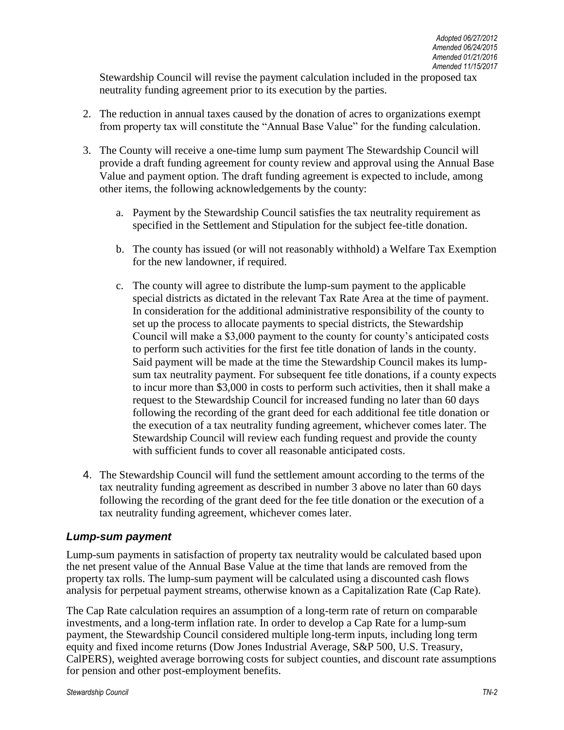Stewardship Council will revise the payment calculation included in the proposed tax neutrality funding agreement prior to its execution by the parties.

2. The reduction in annual taxes caused by the donation of acres to organizations exempt from property tax will constitute the "Annual Base Value" for the funding calculation.

3. The County will receive a one-time lump sum payment The Stewardship Council will provide a draft funding agreement for county review and approval using the Annual Base Value and payment option. The draft funding agreement is expected to include, among other items, the following acknowledgements by the county:

   a. Payment by the Stewardship Council satisfies the tax neutrality requirement as specified in the Settlement and Stipulation for the subject fee-title donation.

   b. The county has issued (or will not reasonably withhold) a Welfare Tax Exemption for the new landowner, if required.

   c. The county will agree to distribute the lump-sum payment to the applicable special districts as dictated in the relevant Tax Rate Area at the time of payment. In consideration for the additional administrative responsibility of the county to set up the process to allocate payments to special districts, the Stewardship Council will make a $3,000 payment to the county for county's anticipated costs to perform such activities for the first fee title donation of lands in the county. Said payment will be made at the time the Stewardship Council makes its lump-sum tax neutrality payment. For subsequent fee title donations, if a county expects to incur more than $3,000 in costs to perform such activities, then it shall make a request to the Stewardship Council for increased funding no later than 60 days following the recording of the grant deed for each additional fee title donation or the execution of a tax neutrality funding agreement, whichever comes later. The Stewardship Council will review each funding request and provide the county with sufficient funds to cover all reasonable anticipated costs.

4. The Stewardship Council will fund the settlement amount according to the terms of the tax neutrality funding agreement as described in number 3 above no later than 60 days following the recording of the grant deed for the fee title donation or the execution of a tax neutrality funding agreement, whichever comes later.

### *Lump-sum payment*

Lump-sum payments in satisfaction of property tax neutrality would be calculated based upon the net present value of the Annual Base Value at the time that lands are removed from the property tax rolls. The lump-sum payment will be calculated using a discounted cash flows analysis for perpetual payment streams, otherwise known as a Capitalization Rate (Cap Rate).

The Cap Rate calculation requires an assumption of a long-term rate of return on comparable investments, and a long-term inflation rate. In order to develop a Cap Rate for a lump-sum payment, the Stewardship Council considered multiple long-term inputs, including long term equity and fixed income returns (Dow Jones Industrial Average, S&P 500, U.S. Treasury, CalPERS), weighted average borrowing costs for subject counties, and discount rate assumptions for pension and other post-employment benefits.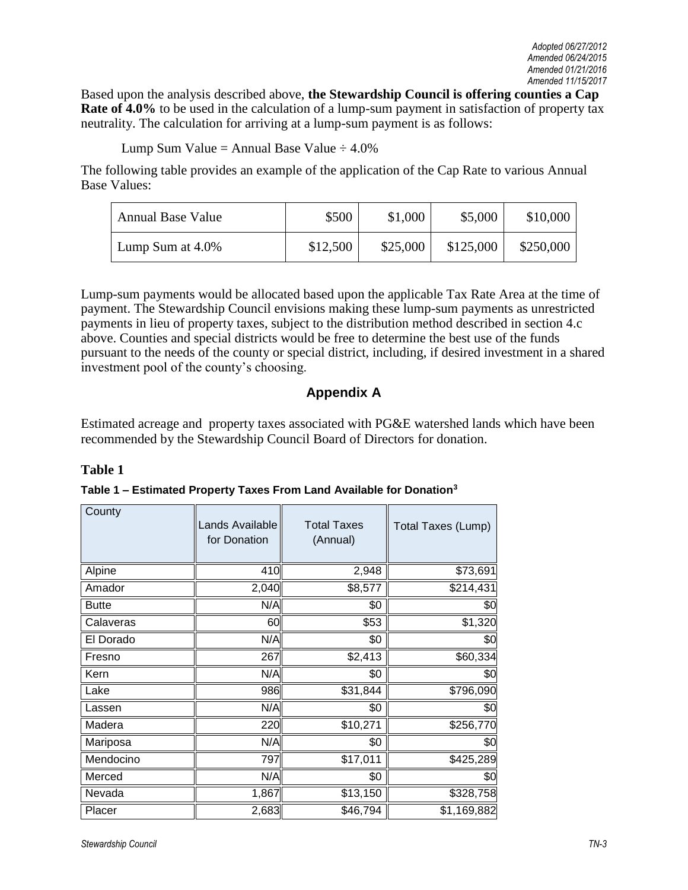*Adopted 06/27/2012*
*Amended 06/24/2015*
*Amended 01/21/2016*
*Amended 11/15/2017*

Based upon the analysis described above, **the Stewardship Council is offering counties a Cap Rate of 4.0%** to be used in the calculation of a lump-sum payment in satisfaction of property tax neutrality. The calculation for arriving at a lump-sum payment is as follows:

Lump Sum Value = Annual Base Value ÷ 4.0%

The following table provides an example of the application of the Cap Rate to various Annual Base Values:

| Annual Base Value | $500 | $1,000 | $5,000 | $10,000 |
|---|---|---|---|---|
| Lump Sum at 4.0% | $12,500 | $25,000 | $125,000 | $250,000 |

Lump-sum payments would be allocated based upon the applicable Tax Rate Area at the time of payment. The Stewardship Council envisions making these lump-sum payments as unrestricted payments in lieu of property taxes, subject to the distribution method described in section 4.c above. Counties and special districts would be free to determine the best use of the funds pursuant to the needs of the county or special district, including, if desired investment in a shared investment pool of the county's choosing.

## Appendix A

Estimated acreage and property taxes associated with PG&E watershed lands which have been recommended by the Stewardship Council Board of Directors for donation.

### Table 1

**Table 1 – Estimated Property Taxes From Land Available for Donation[3]**

| County | Lands Available for Donation | Total Taxes (Annual) | Total Taxes (Lump) |
|---|---|---|---|
| Alpine | 410 | 2,948 | $73,691 |
| Amador | 2,040 | $8,577 | $214,431 |
| Butte | N/A | $0 | $0 |
| Calaveras | 60 | $53 | $1,320 |
| El Dorado | N/A | $0 | $0 |
| Fresno | 267 | $2,413 | $60,334 |
| Kern | N/A | $0 | $0 |
| Lake | 986 | $31,844 | $796,090 |
| Lassen | N/A | $0 | $0 |
| Madera | 220 | $10,271 | $256,770 |
| Mariposa | N/A | $0 | $0 |
| Mendocino | 797 | $17,011 | $425,289 |
| Merced | N/A | $0 | $0 |
| Nevada | 1,867 | $13,150 | $328,758 |
| Placer | 2,683 | $46,794 | $1,169,882 |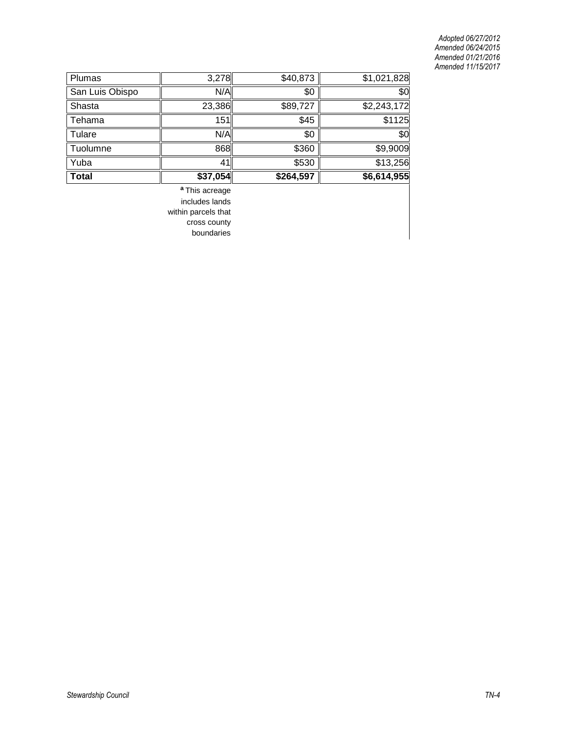Adopted 06/27/2012
Amended 06/24/2015
Amended 01/21/2016
Amended 11/15/2017

| | | | |
|---|---|---|---|
| Plumas | 3,278 | $40,873 | $1,021,828 |
| San Luis Obispo | N/A | $0 | $0 |
| Shasta | 23,386 | $89,727 | $2,243,172 |
| Tehama | 151 | $45 | $1125 |
| Tulare | N/A | $0 | $0 |
| Tuolumne | 868 | $360 | $9,9009 |
| Yuba | 41 | $530 | $13,256 |
| **Total** | **$37,054** | **$264,597** | **$6,614,955** |

[a] This acreage includes lands within parcels that cross county boundaries